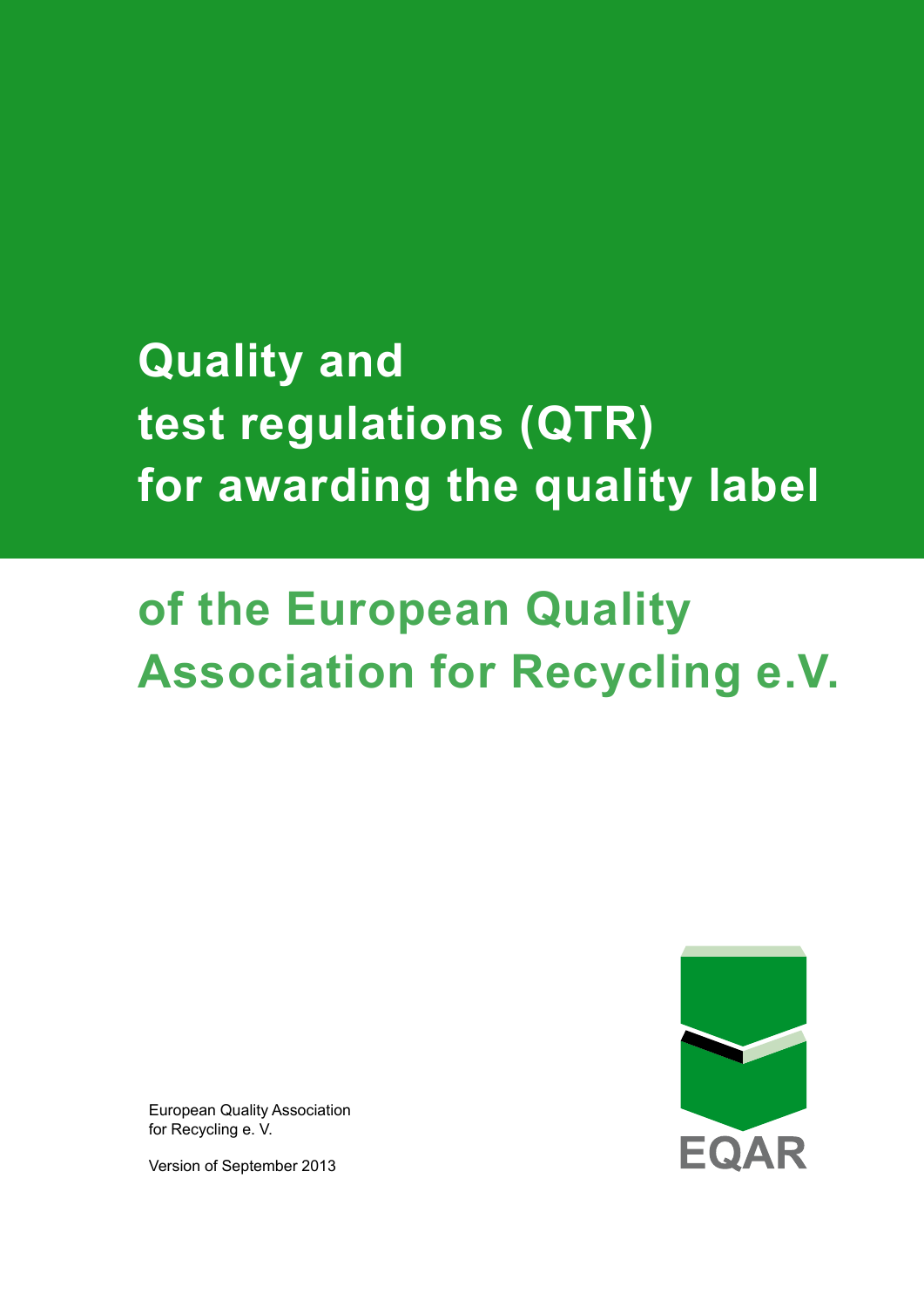# Quality and test regulations (QTR) for awarding the quality label

## of the European Quality Association for Recycling e.V.

EQAR

European Quality Association
for Recycling e. V.

Version of September 2013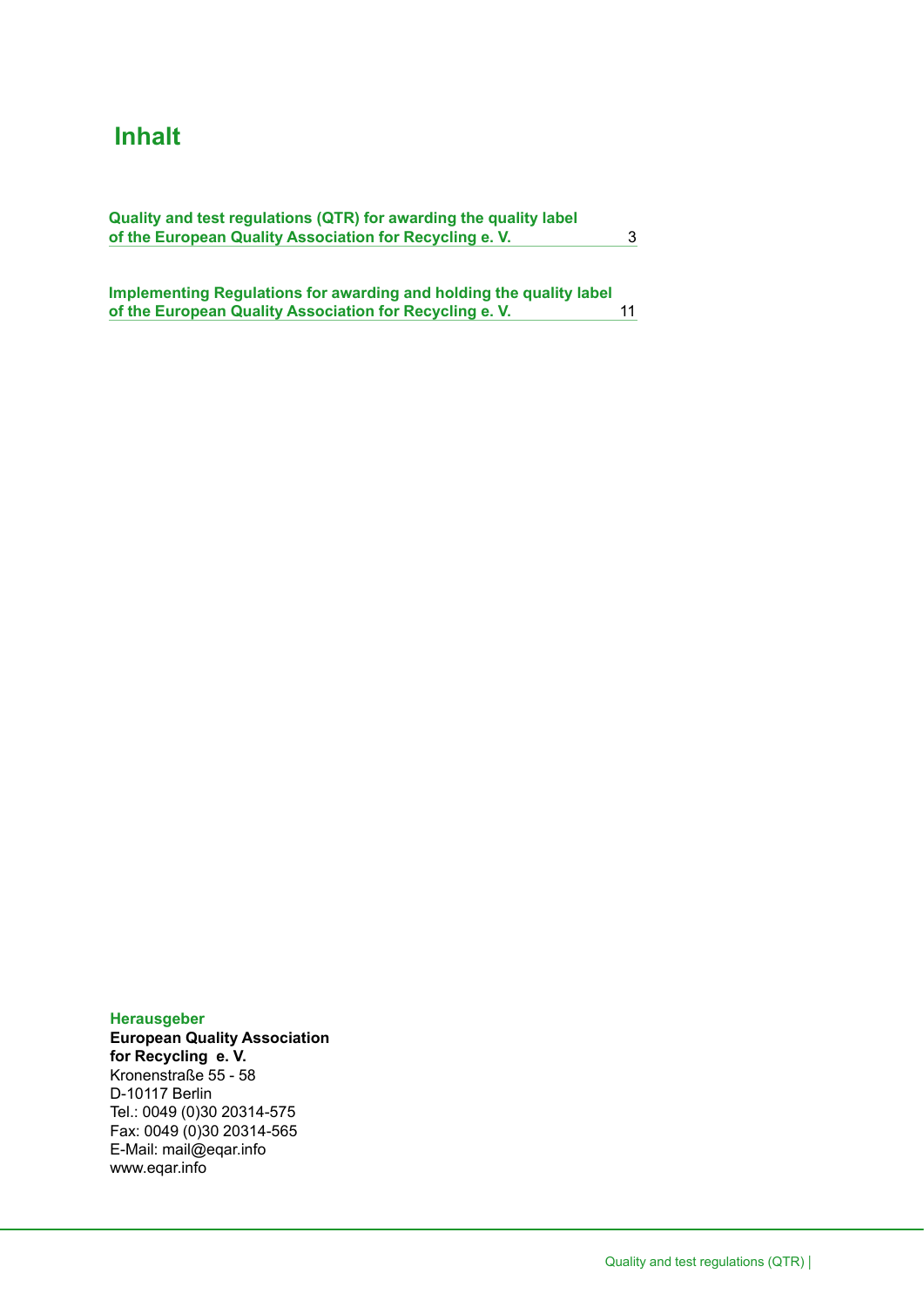# Inhalt

| | |
|---|---|
| **Quality and test regulations (QTR) for awarding the quality label of the European Quality Association for Recycling e. V.** | 3 |
| **Implementing Regulations for awarding and holding the quality label of the European Quality Association for Recycling e. V.** | 11 |

**Herausgeber**
**European Quality Association for Recycling e. V.**
Kronenstraße 55 - 58
D-10117 Berlin
Tel.: 0049 (0)30 20314-575
Fax: 0049 (0)30 20314-565
E-Mail: mail@eqar.info
www.eqar.info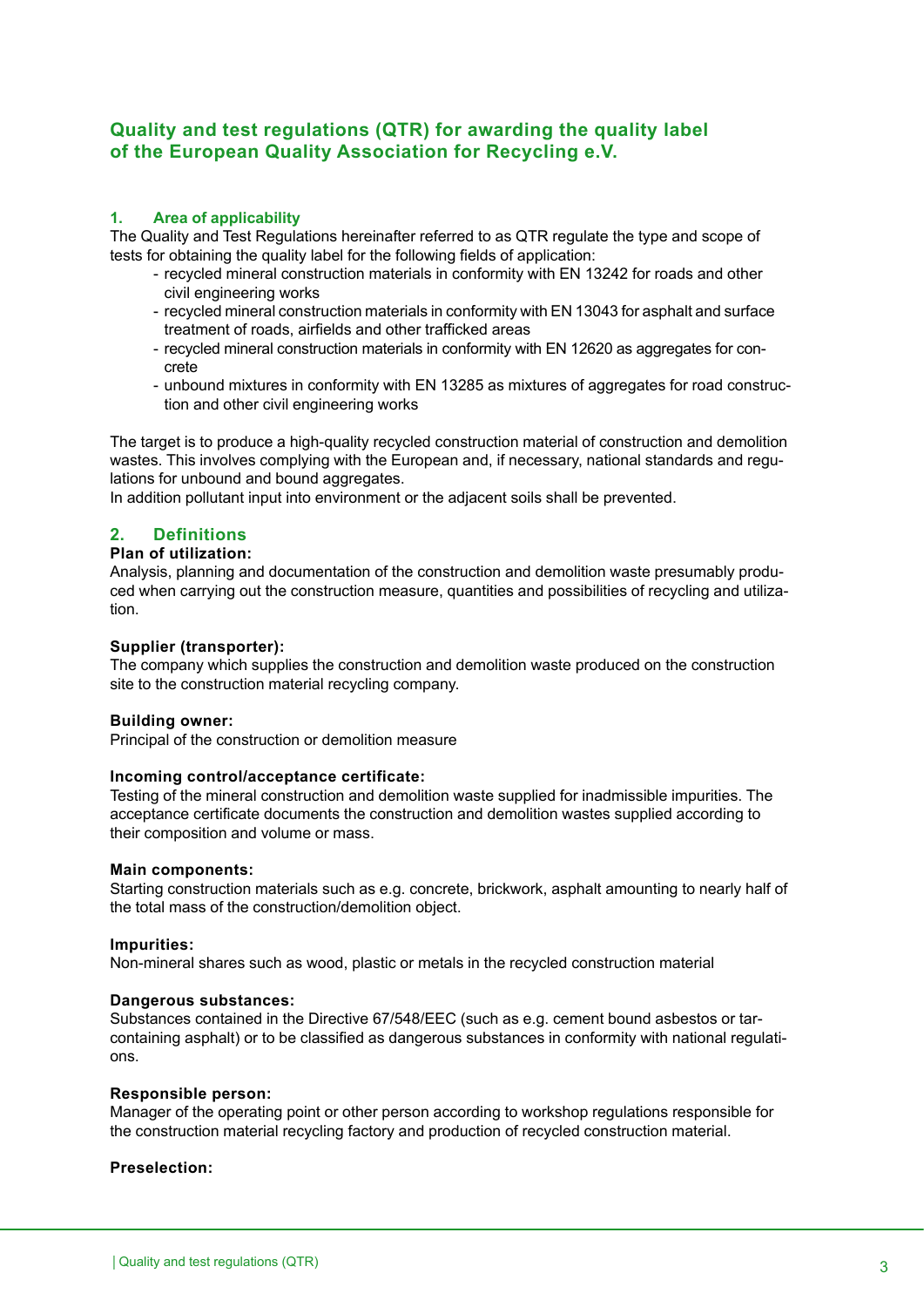## Quality and test regulations (QTR) for awarding the quality label of the European Quality Association for Recycling e.V.

### 1. Area of applicability

The Quality and Test Regulations hereinafter referred to as QTR regulate the type and scope of tests for obtaining the quality label for the following fields of application:

- recycled mineral construction materials in conformity with EN 13242 for roads and other civil engineering works
- recycled mineral construction materials in conformity with EN 13043 for asphalt and surface treatment of roads, airfields and other trafficked areas
- recycled mineral construction materials in conformity with EN 12620 as aggregates for concrete
- unbound mixtures in conformity with EN 13285 as mixtures of aggregates for road construction and other civil engineering works

The target is to produce a high-quality recycled construction material of construction and demolition wastes. This involves complying with the European and, if necessary, national standards and regulations for unbound and bound aggregates.
In addition pollutant input into environment or the adjacent soils shall be prevented.

### 2. Definitions

**Plan of utilization:**
Analysis, planning and documentation of the construction and demolition waste presumably produced when carrying out the construction measure, quantities and possibilities of recycling and utilization.

**Supplier (transporter):**
The company which supplies the construction and demolition waste produced on the construction site to the construction material recycling company.

**Building owner:**
Principal of the construction or demolition measure

**Incoming control/acceptance certificate:**
Testing of the mineral construction and demolition waste supplied for inadmissible impurities. The acceptance certificate documents the construction and demolition wastes supplied according to their composition and volume or mass.

**Main components:**
Starting construction materials such as e.g. concrete, brickwork, asphalt amounting to nearly half of the total mass of the construction/demolition object.

**Impurities:**
Non-mineral shares such as wood, plastic or metals in the recycled construction material

**Dangerous substances:**
Substances contained in the Directive 67/548/EEC (such as e.g. cement bound asbestos or tar-containing asphalt) or to be classified as dangerous substances in conformity with national regulations.

**Responsible person:**
Manager of the operating point or other person according to workshop regulations responsible for the construction material recycling factory and production of recycled construction material.

**Preselection:**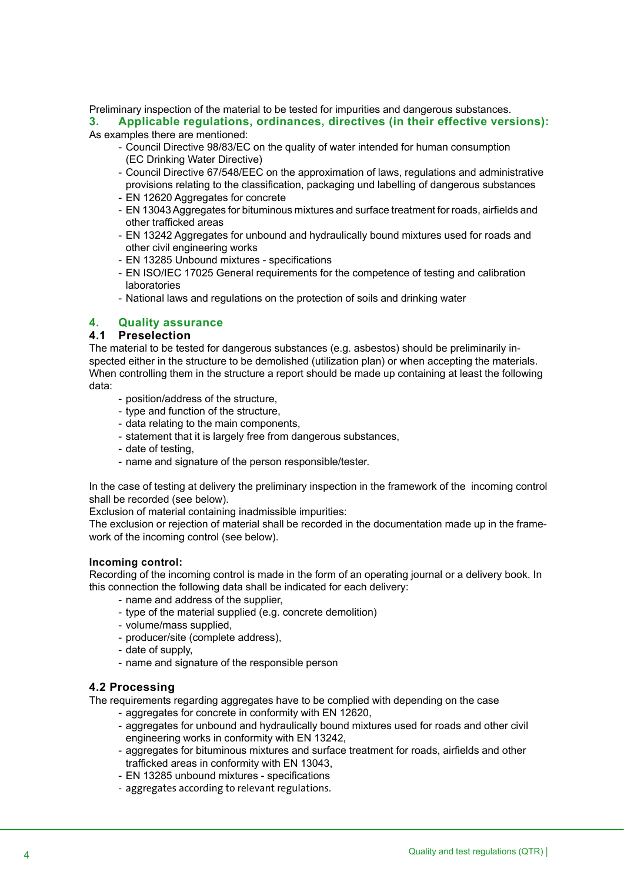Preliminary inspection of the material to be tested for impurities and dangerous substances.

## 3. Applicable regulations, ordinances, directives (in their effective versions):

As examples there are mentioned:

- Council Directive 98/83/EC on the quality of water intended for human consumption (EC Drinking Water Directive)
- Council Directive 67/548/EEC on the approximation of laws, regulations and administrative provisions relating to the classification, packaging und labelling of dangerous substances
- EN 12620 Aggregates for concrete
- EN 13043 Aggregates for bituminous mixtures and surface treatment for roads, airfields and other trafficked areas
- EN 13242 Aggregates for unbound and hydraulically bound mixtures used for roads and other civil engineering works
- EN 13285 Unbound mixtures - specifications
- EN ISO/IEC 17025 General requirements for the competence of testing and calibration laboratories
- National laws and regulations on the protection of soils and drinking water

## 4. Quality assurance

### 4.1 Preselection

The material to be tested for dangerous substances (e.g. asbestos) should be preliminarily inspected either in the structure to be demolished (utilization plan) or when accepting the materials. When controlling them in the structure a report should be made up containing at least the following data:

- position/address of the structure,
- type and function of the structure,
- data relating to the main components,
- statement that it is largely free from dangerous substances,
- date of testing,
- name and signature of the person responsible/tester.

In the case of testing at delivery the preliminary inspection in the framework of the incoming control shall be recorded (see below).

Exclusion of material containing inadmissible impurities:

The exclusion or rejection of material shall be recorded in the documentation made up in the framework of the incoming control (see below).

**Incoming control:**

Recording of the incoming control is made in the form of an operating journal or a delivery book. In this connection the following data shall be indicated for each delivery:

- name and address of the supplier,
- type of the material supplied (e.g. concrete demolition)
- volume/mass supplied,
- producer/site (complete address),
- date of supply,
- name and signature of the responsible person

### 4.2 Processing

The requirements regarding aggregates have to be complied with depending on the case

- aggregates for concrete in conformity with EN 12620,
- aggregates for unbound and hydraulically bound mixtures used for roads and other civil engineering works in conformity with EN 13242,
- aggregates for bituminous mixtures and surface treatment for roads, airfields and other trafficked areas in conformity with EN 13043,
- EN 13285 unbound mixtures - specifications
- aggregates according to relevant regulations.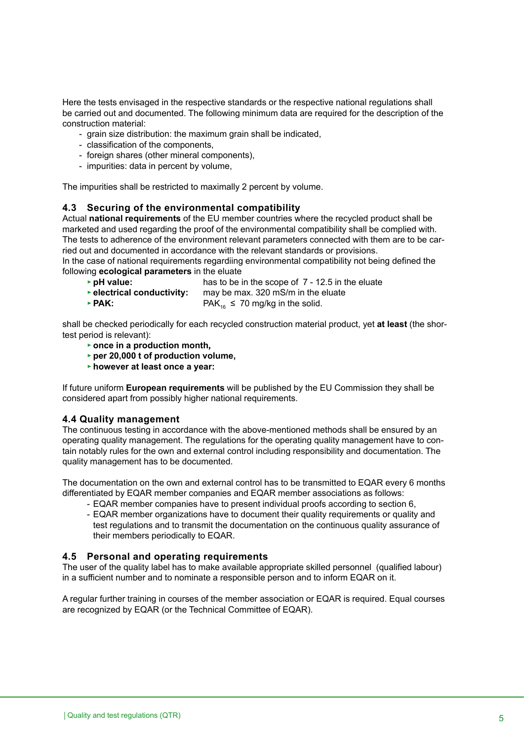Here the tests envisaged in the respective standards or the respective national regulations shall be carried out and documented. The following minimum data are required for the description of the construction material:

- grain size distribution: the maximum grain shall be indicated,
- classification of the components,
- foreign shares (other mineral components),
- impurities: data in percent by volume,

The impurities shall be restricted to maximally 2 percent by volume.

### 4.3 Securing of the environmental compatibility

Actual **national requirements** of the EU member countries where the recycled product shall be marketed and used regarding the proof of the environmental compatibility shall be complied with. The tests to adherence of the environment relevant parameters connected with them are to be carried out and documented in accordance with the relevant standards or provisions.
In the case of national requirements regardiing environmental compatibility not being defined the following **ecological parameters** in the eluate

- **pH value:** has to be in the scope of 7 - 12.5 in the eluate
- **electrical conductivity:** may be max. 320 mS/m in the eluate
- **PAK:** $PAK_{16} \leq 70$ mg/kg in the solid.

shall be checked periodically for each recycled construction material product, yet **at least** (the shortest period is relevant):

- **once in a production month,**
- **per 20,000 t of production volume,**
- **however at least once a year:**

If future uniform **European requirements** will be published by the EU Commission they shall be considered apart from possibly higher national requirements.

### 4.4 Quality management

The continuous testing in accordance with the above-mentioned methods shall be ensured by an operating quality management. The regulations for the operating quality management have to contain notably rules for the own and external control including responsibility and documentation. The quality management has to be documented.

The documentation on the own and external control has to be transmitted to EQAR every 6 months differentiated by EQAR member companies and EQAR member associations as follows:

- EQAR member companies have to present individual proofs according to section 6,
- EQAR member organizations have to document their quality requirements or quality and test regulations and to transmit the documentation on the continuous quality assurance of their members periodically to EQAR.

### 4.5 Personal and operating requirements

The user of the quality label has to make available appropriate skilled personnel (qualified labour) in a sufficient number and to nominate a responsible person and to inform EQAR on it.

A regular further training in courses of the member association or EQAR is required. Equal courses are recognized by EQAR (or the Technical Committee of EQAR).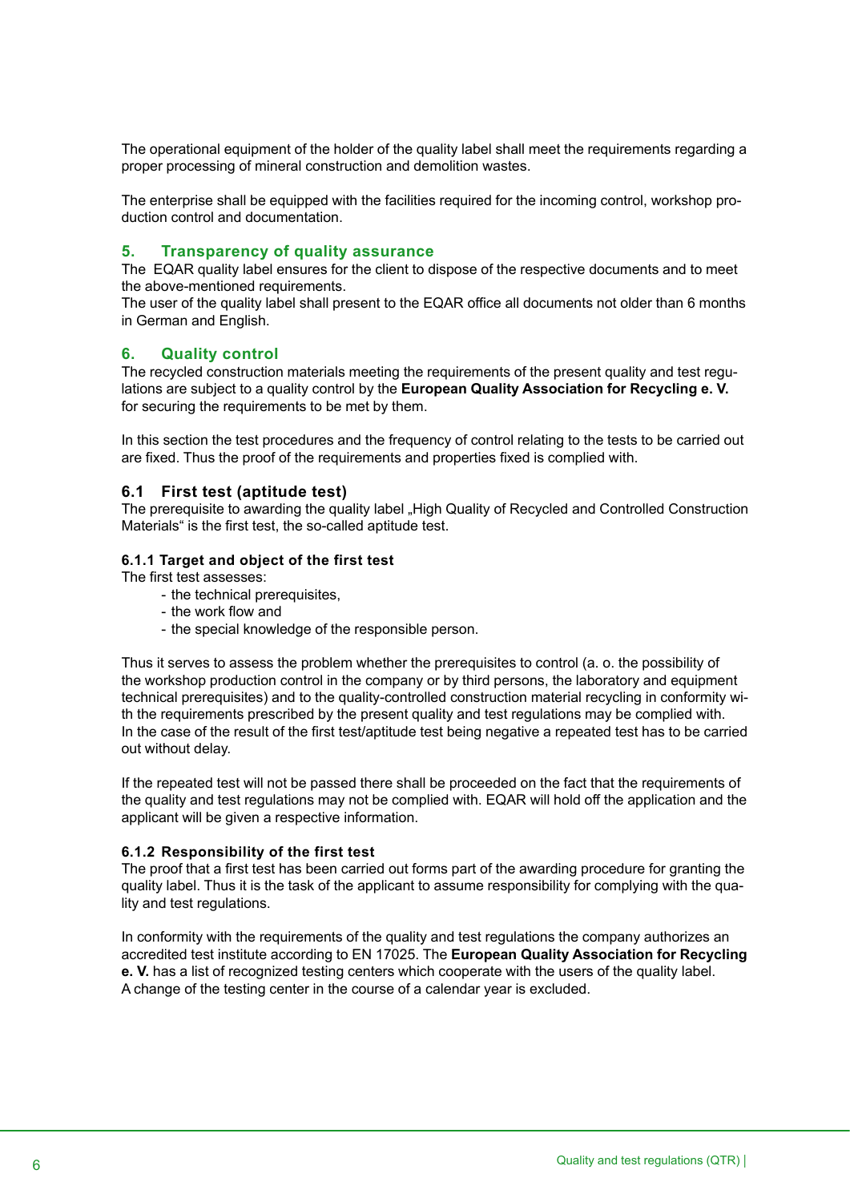The operational equipment of the holder of the quality label shall meet the requirements regarding a proper processing of mineral construction and demolition wastes.

The enterprise shall be equipped with the facilities required for the incoming control, workshop production control and documentation.

## 5. Transparency of quality assurance

The EQAR quality label ensures for the client to dispose of the respective documents and to meet the above-mentioned requirements.
The user of the quality label shall present to the EQAR office all documents not older than 6 months in German and English.

## 6. Quality control

The recycled construction materials meeting the requirements of the present quality and test regulations are subject to a quality control by the **European Quality Association for Recycling e. V.** for securing the requirements to be met by them.

In this section the test procedures and the frequency of control relating to the tests to be carried out are fixed. Thus the proof of the requirements and properties fixed is complied with.

### 6.1 First test (aptitude test)

The prerequisite to awarding the quality label „High Quality of Recycled and Controlled Construction Materials" is the first test, the so-called aptitude test.

#### 6.1.1 Target and object of the first test

The first test assesses:

- the technical prerequisites,
- the work flow and
- the special knowledge of the responsible person.

Thus it serves to assess the problem whether the prerequisites to control (a. o. the possibility of the workshop production control in the company or by third persons, the laboratory and equipment technical prerequisites) and to the quality-controlled construction material recycling in conformity with the requirements prescribed by the present quality and test regulations may be complied with.
In the case of the result of the first test/aptitude test being negative a repeated test has to be carried out without delay.

If the repeated test will not be passed there shall be proceeded on the fact that the requirements of the quality and test regulations may not be complied with. EQAR will hold off the application and the applicant will be given a respective information.

#### 6.1.2 Responsibility of the first test

The proof that a first test has been carried out forms part of the awarding procedure for granting the quality label. Thus it is the task of the applicant to assume responsibility for complying with the quality and test regulations.

In conformity with the requirements of the quality and test regulations the company authorizes an accredited test institute according to EN 17025. The **European Quality Association for Recycling e. V.** has a list of recognized testing centers which cooperate with the users of the quality label.
A change of the testing center in the course of a calendar year is excluded.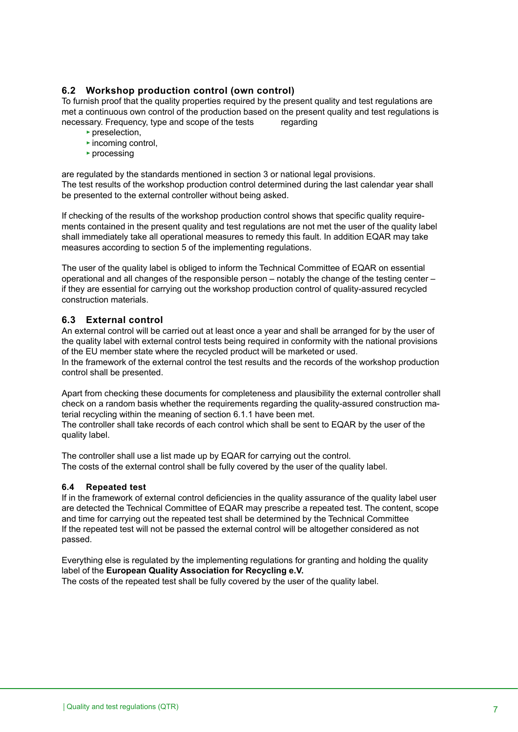### 6.2 Workshop production control (own control)

To furnish proof that the quality properties required by the present quality and test regulations are met a continuous own control of the production based on the present quality and test regulations is necessary. Frequency, type and scope of the tests regarding

- preselection,
- incoming control,
- processing

are regulated by the standards mentioned in section 3 or national legal provisions.
The test results of the workshop production control determined during the last calendar year shall be presented to the external controller without being asked.

If checking of the results of the workshop production control shows that specific quality requirements contained in the present quality and test regulations are not met the user of the quality label shall immediately take all operational measures to remedy this fault. In addition EQAR may take measures according to section 5 of the implementing regulations.

The user of the quality label is obliged to inform the Technical Committee of EQAR on essential operational and all changes of the responsible person – notably the change of the testing center – if they are essential for carrying out the workshop production control of quality-assured recycled construction materials.

### 6.3 External control

An external control will be carried out at least once a year and shall be arranged for by the user of the quality label with external control tests being required in conformity with the national provisions of the EU member state where the recycled product will be marketed or used.
In the framework of the external control the test results and the records of the workshop production control shall be presented.

Apart from checking these documents for completeness and plausibility the external controller shall check on a random basis whether the requirements regarding the quality-assured construction material recycling within the meaning of section 6.1.1 have been met.
The controller shall take records of each control which shall be sent to EQAR by the user of the quality label.

The controller shall use a list made up by EQAR for carrying out the control.
The costs of the external control shall be fully covered by the user of the quality label.

#### 6.4 Repeated test

If in the framework of external control deficiencies in the quality assurance of the quality label user are detected the Technical Committee of EQAR may prescribe a repeated test. The content, scope and time for carrying out the repeated test shall be determined by the Technical Committee
If the repeated test will not be passed the external control will be altogether considered as not passed.

Everything else is regulated by the implementing regulations for granting and holding the quality label of the **European Quality Association for Recycling e.V.**
The costs of the repeated test shall be fully covered by the user of the quality label.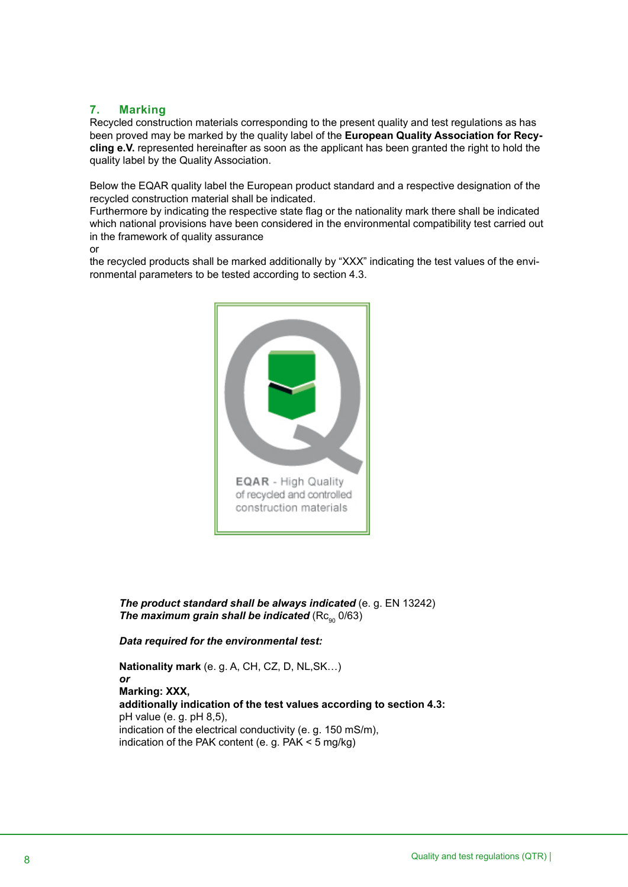## 7. Marking

Recycled construction materials corresponding to the present quality and test regulations as has been proved may be marked by the quality label of the **European Quality Association for Recycling e.V.** represented hereinafter as soon as the applicant has been granted the right to hold the quality label by the Quality Association.

Below the EQAR quality label the European product standard and a respective designation of the recycled construction material shall be indicated.
Furthermore by indicating the respective state flag or the nationality mark there shall be indicated which national provisions have been considered in the environmental compatibility test carried out in the framework of quality assurance
or
the recycled products shall be marked additionally by "XXX" indicating the test values of the environmental parameters to be tested according to section 4.3.

EQAR - High Quality of recycled and controlled construction materials

***The product standard shall be always indicated*** (e. g. EN 13242)
***The maximum grain shall be indicated*** ($Rc_{90}$ 0/63)

***Data required for the environmental test:***

**Nationality mark** (e. g. A, CH, CZ, D, NL,SK…)
***or***
**Marking: XXX,**
**additionally indication of the test values according to section 4.3:**
pH value (e. g. pH 8,5),
indication of the electrical conductivity (e. g. 150 mS/m),
indication of the PAK content (e. g. PAK < 5 mg/kg)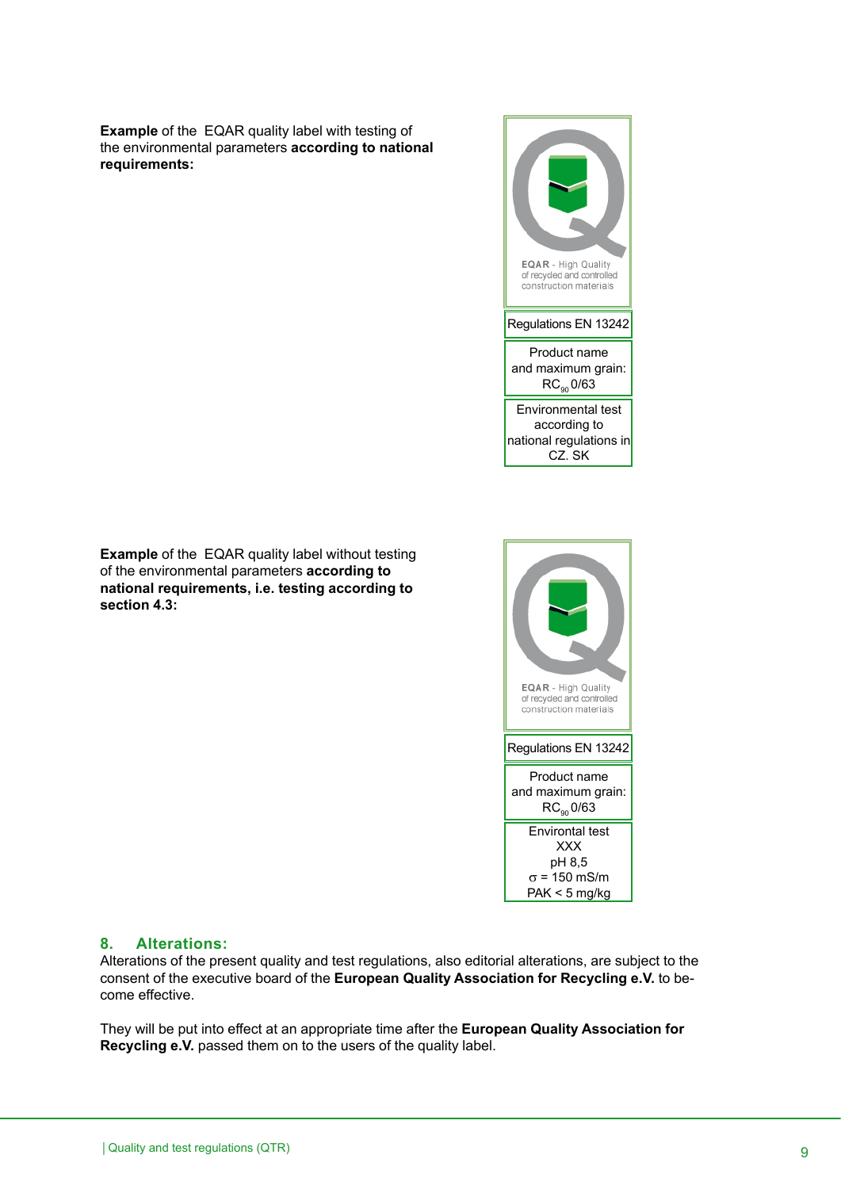**Example** of the EQAR quality label with testing of the environmental parameters **according to national requirements:**

EQAR - High Quality of recycled and controlled construction materials

| Regulations EN 13242 |
|---|
| Product name and maximum grain: $RC_{90}$ 0/63 |
| Environmental test according to national regulations in CZ. SK |

**Example** of the EQAR quality label without testing of the environmental parameters **according to national requirements, i.e. testing according to section 4.3:**

EQAR - High Quality of recycled and controlled construction materials

| Regulations EN 13242 |
|---|
| Product name and maximum grain: $RC_{90}$ 0/63 |
| Environtal test XXX pH 8,5 $\sigma$ = 150 mS/m PAK < 5 mg/kg |

## 8. Alterations:

Alterations of the present quality and test regulations, also editorial alterations, are subject to the consent of the executive board of the **European Quality Association for Recycling e.V.** to become effective.

They will be put into effect at an appropriate time after the **European Quality Association for Recycling e.V.** passed them on to the users of the quality label.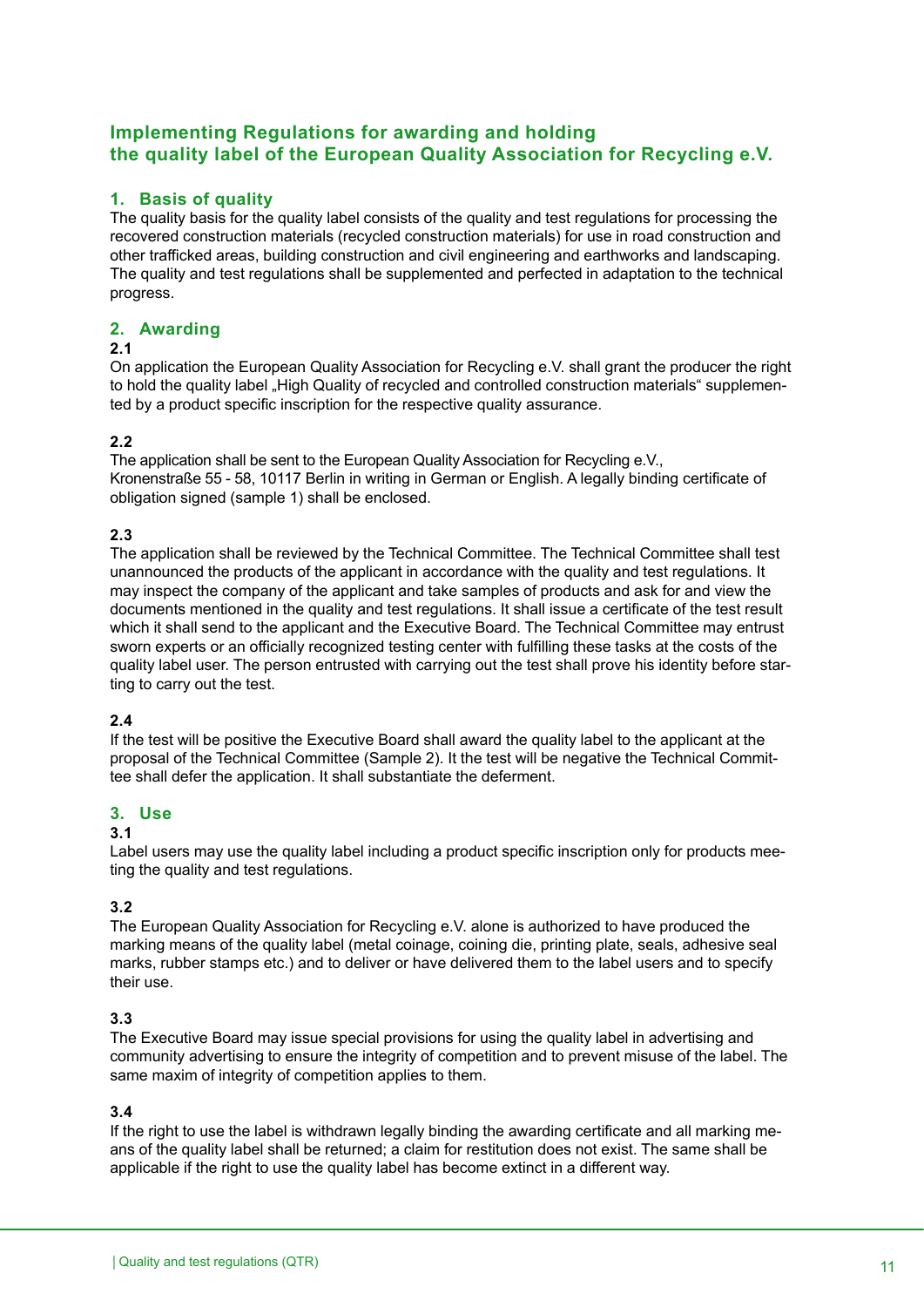# Implementing Regulations for awarding and holding the quality label of the European Quality Association for Recycling e.V.

## 1. Basis of quality

The quality basis for the quality label consists of the quality and test regulations for processing the recovered construction materials (recycled construction materials) for use in road construction and other trafficked areas, building construction and civil engineering and earthworks and landscaping. The quality and test regulations shall be supplemented and perfected in adaptation to the technical progress.

## 2. Awarding

**2.1**

On application the European Quality Association for Recycling e.V. shall grant the producer the right to hold the quality label „High Quality of recycled and controlled construction materials“ supplemented by a product specific inscription for the respective quality assurance.

**2.2**

The application shall be sent to the European Quality Association for Recycling e.V., Kronenstraße 55 - 58, 10117 Berlin in writing in German or English. A legally binding certificate of obligation signed (sample 1) shall be enclosed.

**2.3**

The application shall be reviewed by the Technical Committee. The Technical Committee shall test unannounced the products of the applicant in accordance with the quality and test regulations. It may inspect the company of the applicant and take samples of products and ask for and view the documents mentioned in the quality and test regulations. It shall issue a certificate of the test result which it shall send to the applicant and the Executive Board. The Technical Committee may entrust sworn experts or an officially recognized testing center with fulfilling these tasks at the costs of the quality label user. The person entrusted with carrying out the test shall prove his identity before starting to carry out the test.

**2.4**

If the test will be positive the Executive Board shall award the quality label to the applicant at the proposal of the Technical Committee (Sample 2). It the test will be negative the Technical Committee shall defer the application. It shall substantiate the deferment.

## 3. Use

**3.1**

Label users may use the quality label including a product specific inscription only for products meeting the quality and test regulations.

**3.2**

The European Quality Association for Recycling e.V. alone is authorized to have produced the marking means of the quality label (metal coinage, coining die, printing plate, seals, adhesive seal marks, rubber stamps etc.) and to deliver or have delivered them to the label users and to specify their use.

**3.3**

The Executive Board may issue special provisions for using the quality label in advertising and community advertising to ensure the integrity of competition and to prevent misuse of the label. The same maxim of integrity of competition applies to them.

**3.4**

If the right to use the label is withdrawn legally binding the awarding certificate and all marking means of the quality label shall be returned; a claim for restitution does not exist. The same shall be applicable if the right to use the quality label has become extinct in a different way.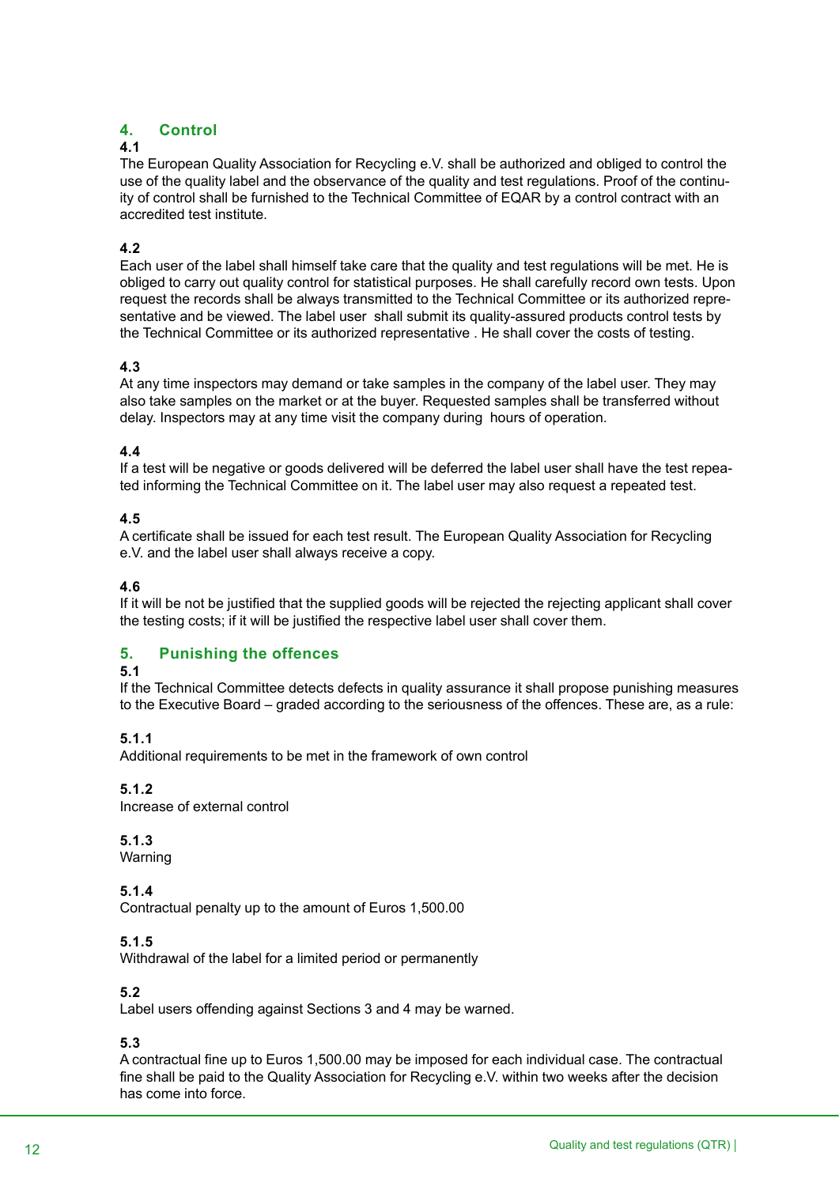## 4. Control

**4.1**
The European Quality Association for Recycling e.V. shall be authorized and obliged to control the use of the quality label and the observance of the quality and test regulations. Proof of the continuity of control shall be furnished to the Technical Committee of EQAR by a control contract with an accredited test institute.

**4.2**
Each user of the label shall himself take care that the quality and test regulations will be met. He is obliged to carry out quality control for statistical purposes. He shall carefully record own tests. Upon request the records shall be always transmitted to the Technical Committee or its authorized representative and be viewed. The label user shall submit its quality-assured products control tests by the Technical Committee or its authorized representative . He shall cover the costs of testing.

**4.3**
At any time inspectors may demand or take samples in the company of the label user. They may also take samples on the market or at the buyer. Requested samples shall be transferred without delay. Inspectors may at any time visit the company during hours of operation.

**4.4**
If a test will be negative or goods delivered will be deferred the label user shall have the test repeated informing the Technical Committee on it. The label user may also request a repeated test.

**4.5**
A certificate shall be issued for each test result. The European Quality Association for Recycling e.V. and the label user shall always receive a copy.

**4.6**
If it will be not be justified that the supplied goods will be rejected the rejecting applicant shall cover the testing costs; if it will be justified the respective label user shall cover them.

## 5. Punishing the offences

**5.1**
If the Technical Committee detects defects in quality assurance it shall propose punishing measures to the Executive Board – graded according to the seriousness of the offences. These are, as a rule:

**5.1.1**
Additional requirements to be met in the framework of own control

**5.1.2**
Increase of external control

**5.1.3**
Warning

**5.1.4**
Contractual penalty up to the amount of Euros 1,500.00

**5.1.5**
Withdrawal of the label for a limited period or permanently

**5.2**
Label users offending against Sections 3 and 4 may be warned.

**5.3**
A contractual fine up to Euros 1,500.00 may be imposed for each individual case. The contractual fine shall be paid to the Quality Association for Recycling e.V. within two weeks after the decision has come into force.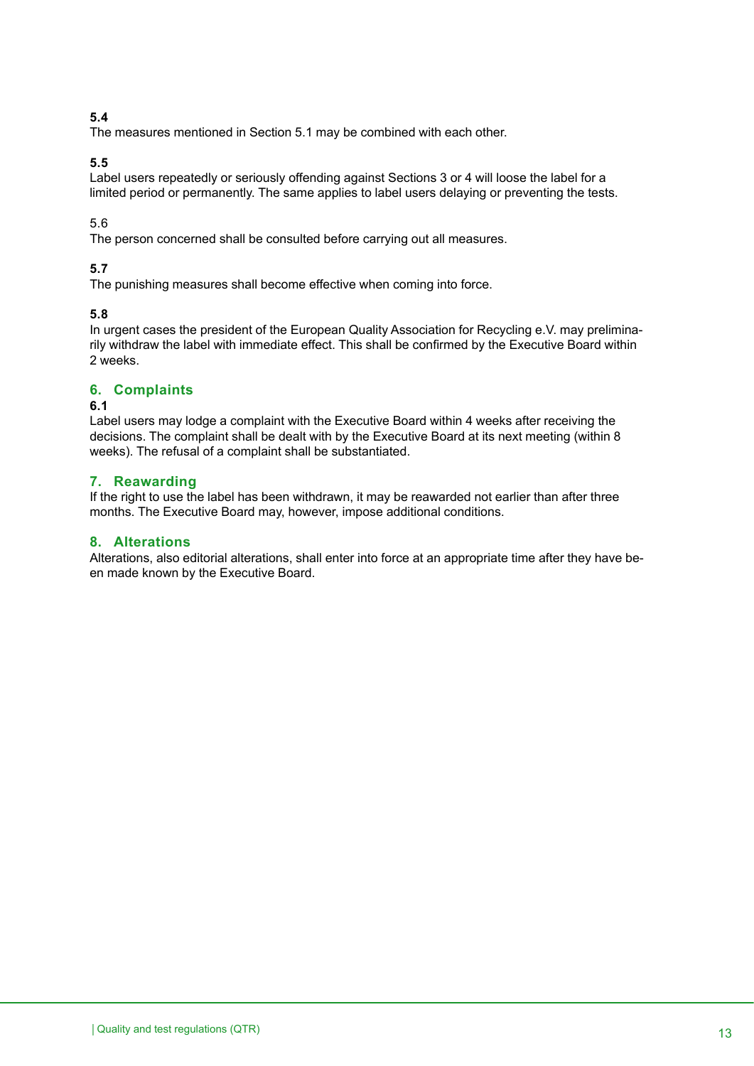**5.4**
The measures mentioned in Section 5.1 may be combined with each other.

**5.5**
Label users repeatedly or seriously offending against Sections 3 or 4 will loose the label for a limited period or permanently. The same applies to label users delaying or preventing the tests.

5.6
The person concerned shall be consulted before carrying out all measures.

**5.7**
The punishing measures shall become effective when coming into force.

**5.8**
In urgent cases the president of the European Quality Association for Recycling e.V. may preliminarily withdraw the label with immediate effect. This shall be confirmed by the Executive Board within 2 weeks.

## 6. Complaints

**6.1**
Label users may lodge a complaint with the Executive Board within 4 weeks after receiving the decisions. The complaint shall be dealt with by the Executive Board at its next meeting (within 8 weeks). The refusal of a complaint shall be substantiated.

## 7. Reawarding

If the right to use the label has been withdrawn, it may be reawarded not earlier than after three months. The Executive Board may, however, impose additional conditions.

## 8. Alterations

Alterations, also editorial alterations, shall enter into force at an appropriate time after they have been made known by the Executive Board.